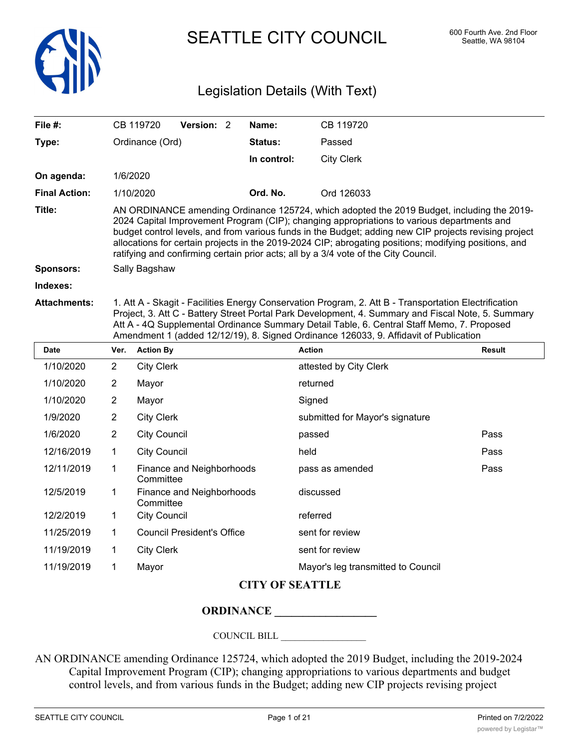# SEATTLE CITY COUNCIL

600 Fourth Ave. 2nd Floor
Seattle, WA 98104

## Legislation Details (With Text)

| | | | |
|---|---|---|---|
| **File #:** | CB 119720 **Version:** 2 | **Name:** | CB 119720 |
| **Type:** | Ordinance (Ord) | **Status:** | Passed |
| | | **In control:** | City Clerk |
| **On agenda:** | 1/6/2020 | | |
| **Final Action:** | 1/10/2020 | **Ord. No.** | Ord 126033 |

**Title:** AN ORDINANCE amending Ordinance 125724, which adopted the 2019 Budget, including the 2019-2024 Capital Improvement Program (CIP); changing appropriations to various departments and budget control levels, and from various funds in the Budget; adding new CIP projects revising project allocations for certain projects in the 2019-2024 CIP; abrogating positions; modifying positions, and ratifying and confirming certain prior acts; all by a 3/4 vote of the City Council.

**Sponsors:** Sally Bagshaw

**Indexes:**

**Attachments:** 1. Att A - Skagit - Facilities Energy Conservation Program, 2. Att B - Transportation Electrification Project, 3. Att C - Battery Street Portal Park Development, 4. Summary and Fiscal Note, 5. Summary Att A - 4Q Supplemental Ordinance Summary Detail Table, 6. Central Staff Memo, 7. Proposed Amendment 1 (added 12/12/19), 8. Signed Ordinance 126033, 9. Affidavit of Publication

| Date | Ver. | Action By | Action | Result |
|---|---|---|---|---|
| 1/10/2020 | 2 | City Clerk | attested by City Clerk | |
| 1/10/2020 | 2 | Mayor | returned | |
| 1/10/2020 | 2 | Mayor | Signed | |
| 1/9/2020 | 2 | City Clerk | submitted for Mayor's signature | |
| 1/6/2020 | 2 | City Council | passed | Pass |
| 12/16/2019 | 1 | City Council | held | Pass |
| 12/11/2019 | 1 | Finance and Neighborhoods Committee | pass as amended | Pass |
| 12/5/2019 | 1 | Finance and Neighborhoods Committee | discussed | |
| 12/2/2019 | 1 | City Council | referred | |
| 11/25/2019 | 1 | Council President's Office | sent for review | |
| 11/19/2019 | 1 | City Clerk | sent for review | |
| 11/19/2019 | 1 | Mayor | Mayor's leg transmitted to Council | |

**CITY OF SEATTLE**

**ORDINANCE __________________**

COUNCIL BILL __________________

AN ORDINANCE amending Ordinance 125724, which adopted the 2019 Budget, including the 2019-2024 Capital Improvement Program (CIP); changing appropriations to various departments and budget control levels, and from various funds in the Budget; adding new CIP projects revising project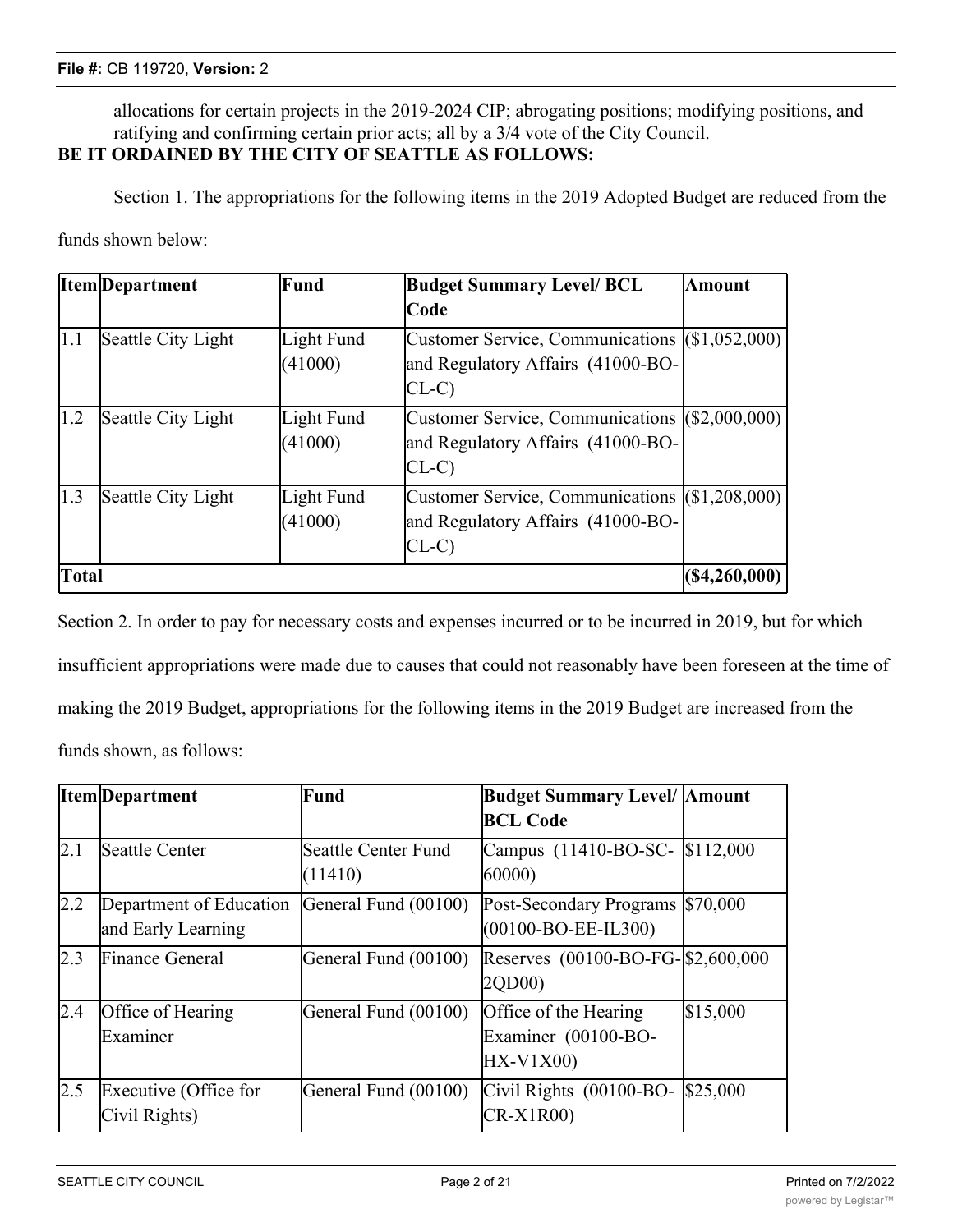allocations for certain projects in the 2019-2024 CIP; abrogating positions; modifying positions, and ratifying and confirming certain prior acts; all by a 3/4 vote of the City Council.

**BE IT ORDAINED BY THE CITY OF SEATTLE AS FOLLOWS:**

Section 1. The appropriations for the following items in the 2019 Adopted Budget are reduced from the funds shown below:

| Item | Department | Fund | Budget Summary Level/ BCL Code | Amount |
|---|---|---|---|---|
| 1.1 | Seattle City Light | Light Fund (41000) | Customer Service, Communications and Regulatory Affairs (41000-BO-CL-C) | ($1,052,000) |
| 1.2 | Seattle City Light | Light Fund (41000) | Customer Service, Communications and Regulatory Affairs (41000-BO-CL-C) | ($2,000,000) |
| 1.3 | Seattle City Light | Light Fund (41000) | Customer Service, Communications and Regulatory Affairs (41000-BO-CL-C) | ($1,208,000) |
| **Total** | | | | **($4,260,000)** |

Section 2. In order to pay for necessary costs and expenses incurred or to be incurred in 2019, but for which insufficient appropriations were made due to causes that could not reasonably have been foreseen at the time of making the 2019 Budget, appropriations for the following items in the 2019 Budget are increased from the funds shown, as follows:

| Item | Department | Fund | Budget Summary Level/ BCL Code | Amount |
|---|---|---|---|---|
| 2.1 | Seattle Center | Seattle Center Fund (11410) | Campus (11410-BO-SC-60000) | $112,000 |
| 2.2 | Department of Education and Early Learning | General Fund (00100) | Post-Secondary Programs (00100-BO-EE-IL300) | $70,000 |
| 2.3 | Finance General | General Fund (00100) | Reserves (00100-BO-FG-2QD00) | $2,600,000 |
| 2.4 | Office of Hearing Examiner | General Fund (00100) | Office of the Hearing Examiner (00100-BO-HX-V1X00) | $15,000 |
| 2.5 | Executive (Office for Civil Rights) | General Fund (00100) | Civil Rights (00100-BO-CR-X1R00) | $25,000 |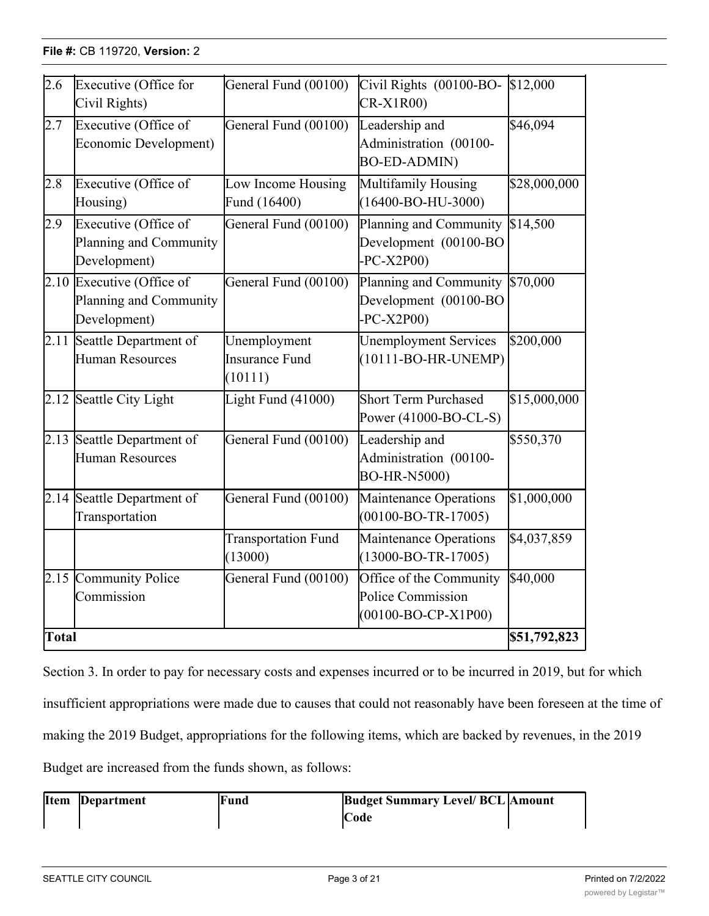| 2.6 | Executive (Office for Civil Rights) | General Fund (00100) | Civil Rights (00100-BO-CR-X1R00) | $12,000 |
|---|---|---|---|---|
| 2.7 | Executive (Office of Economic Development) | General Fund (00100) | Leadership and Administration (00100-BO-ED-ADMIN) | $46,094 |
| 2.8 | Executive (Office of Housing) | Low Income Housing Fund (16400) | Multifamily Housing (16400-BO-HU-3000) | $28,000,000 |
| 2.9 | Executive (Office of Planning and Community Development) | General Fund (00100) | Planning and Community Development (00100-BO-PC-X2P00) | $14,500 |
| 2.10 | Executive (Office of Planning and Community Development) | General Fund (00100) | Planning and Community Development (00100-BO-PC-X2P00) | $70,000 |
| 2.11 | Seattle Department of Human Resources | Unemployment Insurance Fund (10111) | Unemployment Services (10111-BO-HR-UNEMP) | $200,000 |
| 2.12 | Seattle City Light | Light Fund (41000) | Short Term Purchased Power (41000-BO-CL-S) | $15,000,000 |
| 2.13 | Seattle Department of Human Resources | General Fund (00100) | Leadership and Administration (00100-BO-HR-N5000) | $550,370 |
| 2.14 | Seattle Department of Transportation | General Fund (00100) | Maintenance Operations (00100-BO-TR-17005) | $1,000,000 |
| | | Transportation Fund (13000) | Maintenance Operations (13000-BO-TR-17005) | $4,037,859 |
| 2.15 | Community Police Commission | General Fund (00100) | Office of the Community Police Commission (00100-BO-CP-X1P00) | $40,000 |
| **Total** | | | | **$51,792,823** |

Section 3. In order to pay for necessary costs and expenses incurred or to be incurred in 2019, but for which insufficient appropriations were made due to causes that could not reasonably have been foreseen at the time of making the 2019 Budget, appropriations for the following items, which are backed by revenues, in the 2019 Budget are increased from the funds shown, as follows:

| Item | Department | Fund | Budget Summary Level/ BCL Code | Amount |
|---|---|---|---|---|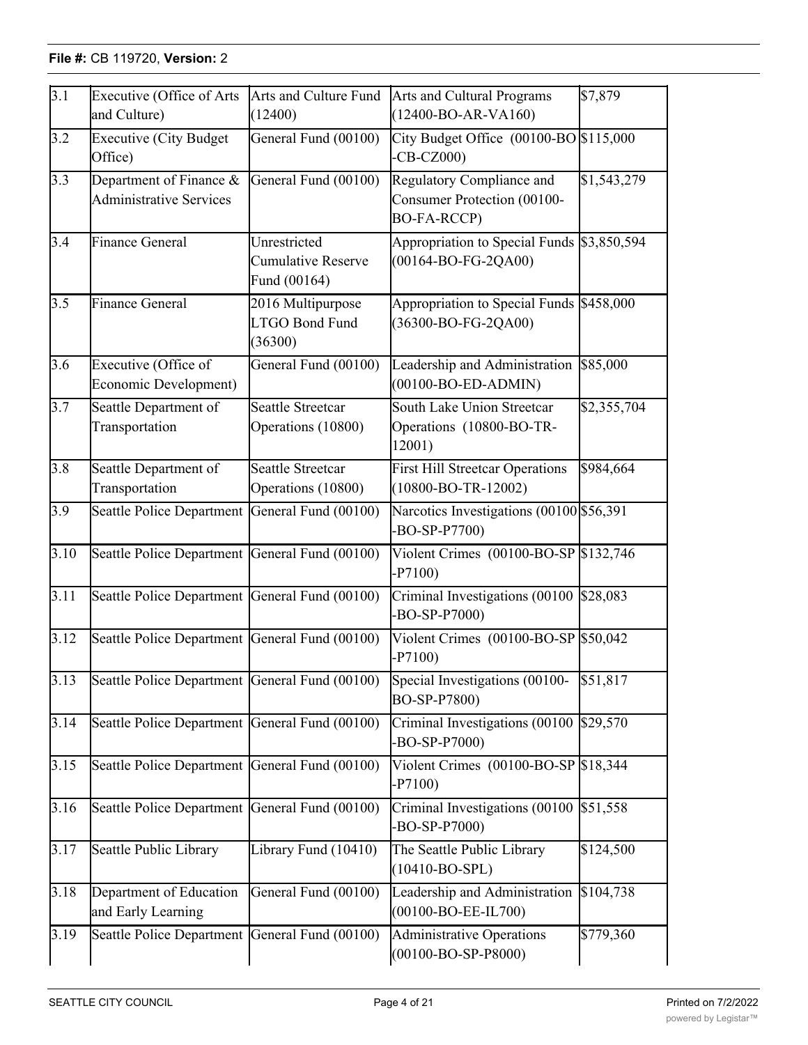| 3.1 | Executive (Office of Arts and Culture) | Arts and Culture Fund (12400) | Arts and Cultural Programs (12400-BO-AR-VA160) | $7,879 |
|---|---|---|---|---|
| 3.2 | Executive (City Budget Office) | General Fund (00100) | City Budget Office (00100-BO-CB-CZ000) | $115,000 |
| 3.3 | Department of Finance & Administrative Services | General Fund (00100) | Regulatory Compliance and Consumer Protection (00100-BO-FA-RCCP) | $1,543,279 |
| 3.4 | Finance General | Unrestricted Cumulative Reserve Fund (00164) | Appropriation to Special Funds (00164-BO-FG-2QA00) | $3,850,594 |
| 3.5 | Finance General | 2016 Multipurpose LTGO Bond Fund (36300) | Appropriation to Special Funds (36300-BO-FG-2QA00) | $458,000 |
| 3.6 | Executive (Office of Economic Development) | General Fund (00100) | Leadership and Administration (00100-BO-ED-ADMIN) | $85,000 |
| 3.7 | Seattle Department of Transportation | Seattle Streetcar Operations (10800) | South Lake Union Streetcar Operations (10800-BO-TR-12001) | $2,355,704 |
| 3.8 | Seattle Department of Transportation | Seattle Streetcar Operations (10800) | First Hill Streetcar Operations (10800-BO-TR-12002) | $984,664 |
| 3.9 | Seattle Police Department | General Fund (00100) | Narcotics Investigations (00100-BO-SP-P7700) | $56,391 |
| 3.10 | Seattle Police Department | General Fund (00100) | Violent Crimes (00100-BO-SP-P7100) | $132,746 |
| 3.11 | Seattle Police Department | General Fund (00100) | Criminal Investigations (00100-BO-SP-P7000) | $28,083 |
| 3.12 | Seattle Police Department | General Fund (00100) | Violent Crimes (00100-BO-SP-P7100) | $50,042 |
| 3.13 | Seattle Police Department | General Fund (00100) | Special Investigations (00100-BO-SP-P7800) | $51,817 |
| 3.14 | Seattle Police Department | General Fund (00100) | Criminal Investigations (00100-BO-SP-P7000) | $29,570 |
| 3.15 | Seattle Police Department | General Fund (00100) | Violent Crimes (00100-BO-SP-P7100) | $18,344 |
| 3.16 | Seattle Police Department | General Fund (00100) | Criminal Investigations (00100-BO-SP-P7000) | $51,558 |
| 3.17 | Seattle Public Library | Library Fund (10410) | The Seattle Public Library (10410-BO-SPL) | $124,500 |
| 3.18 | Department of Education and Early Learning | General Fund (00100) | Leadership and Administration (00100-BO-EE-IL700) | $104,738 |
| 3.19 | Seattle Police Department | General Fund (00100) | Administrative Operations (00100-BO-SP-P8000) | $779,360 |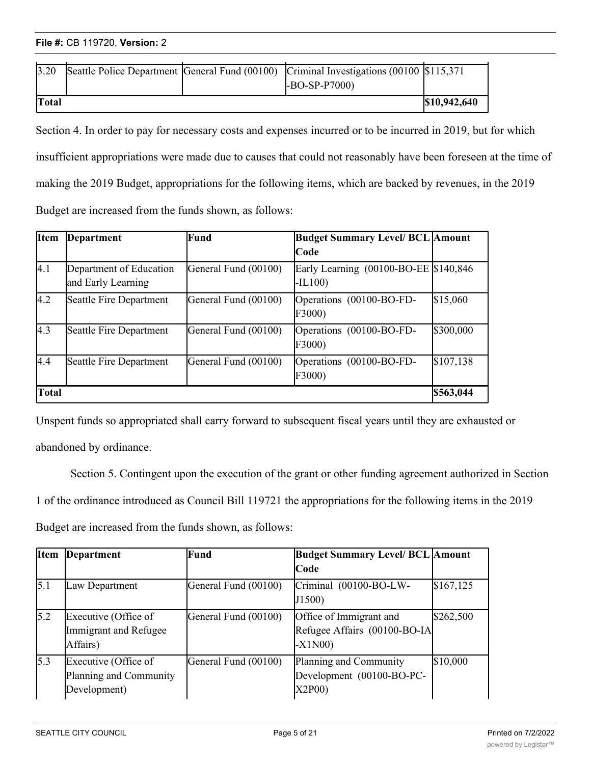| | | | | |
|---|---|---|---|---|
| 3.20 | Seattle Police Department | General Fund (00100) | Criminal Investigations (00100 -BO-SP-P7000) | $115,371 |
| **Total** | | | | **$10,942,640** |

Section 4. In order to pay for necessary costs and expenses incurred or to be incurred in 2019, but for which insufficient appropriations were made due to causes that could not reasonably have been foreseen at the time of making the 2019 Budget, appropriations for the following items, which are backed by revenues, in the 2019 Budget are increased from the funds shown, as follows:

| Item | Department | Fund | Budget Summary Level/ BCL Code | Amount |
|---|---|---|---|---|
| 4.1 | Department of Education and Early Learning | General Fund (00100) | Early Learning (00100-BO-EE -IL100) | $140,846 |
| 4.2 | Seattle Fire Department | General Fund (00100) | Operations (00100-BO-FD-F3000) | $15,060 |
| 4.3 | Seattle Fire Department | General Fund (00100) | Operations (00100-BO-FD-F3000) | $300,000 |
| 4.4 | Seattle Fire Department | General Fund (00100) | Operations (00100-BO-FD-F3000) | $107,138 |
| **Total** | | | | **$563,044** |

Unspent funds so appropriated shall carry forward to subsequent fiscal years until they are exhausted or abandoned by ordinance.

Section 5. Contingent upon the execution of the grant or other funding agreement authorized in Section 1 of the ordinance introduced as Council Bill 119721 the appropriations for the following items in the 2019 Budget are increased from the funds shown, as follows:

| Item | Department | Fund | Budget Summary Level/ BCL Code | Amount |
|---|---|---|---|---|
| 5.1 | Law Department | General Fund (00100) | Criminal (00100-BO-LW-J1500) | $167,125 |
| 5.2 | Executive (Office of Immigrant and Refugee Affairs) | General Fund (00100) | Office of Immigrant and Refugee Affairs (00100-BO-IA -X1N00) | $262,500 |
| 5.3 | Executive (Office of Planning and Community Development) | General Fund (00100) | Planning and Community Development (00100-BO-PC-X2P00) | $10,000 |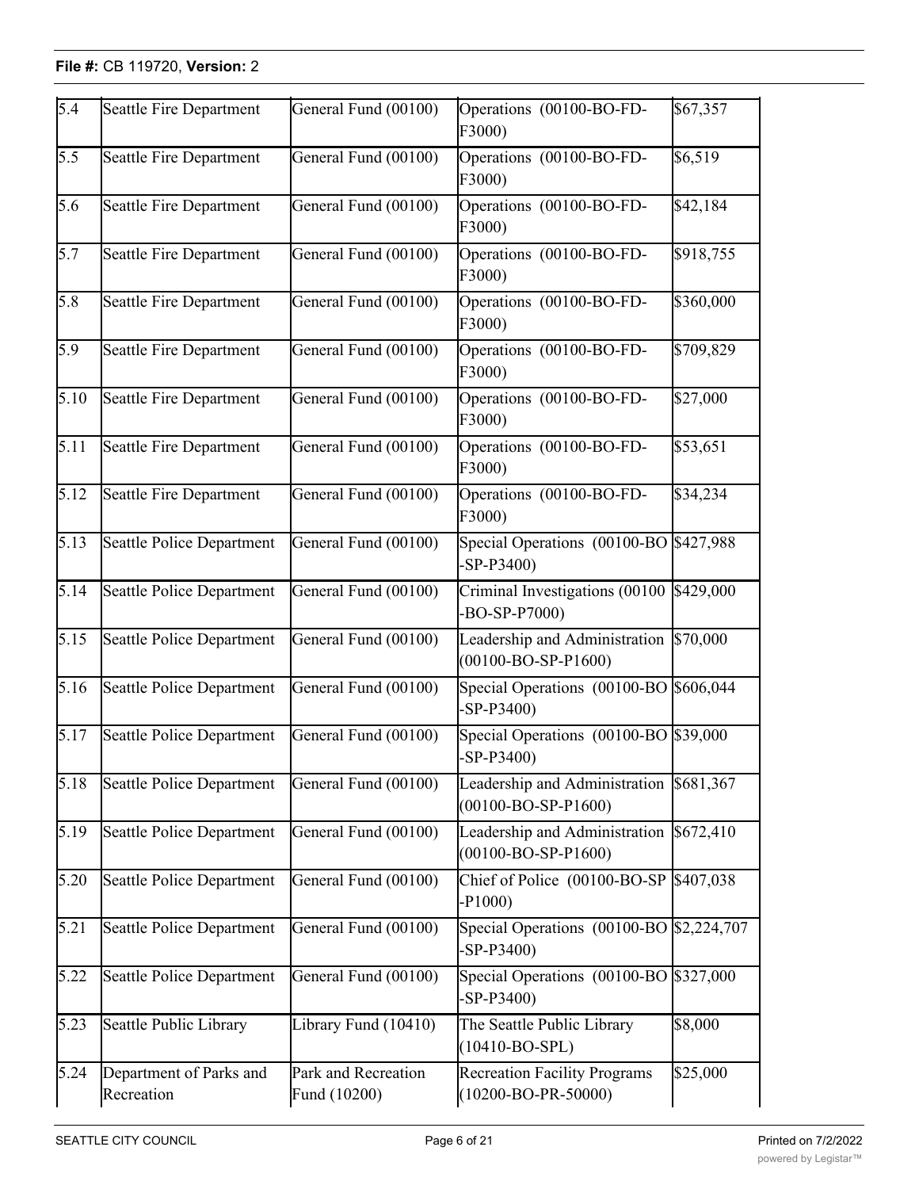| 5.4 | Seattle Fire Department | General Fund (00100) | Operations (00100-BO-FD-F3000) | $67,357 |
|---|---|---|---|---|
| 5.5 | Seattle Fire Department | General Fund (00100) | Operations (00100-BO-FD-F3000) | $6,519 |
| 5.6 | Seattle Fire Department | General Fund (00100) | Operations (00100-BO-FD-F3000) | $42,184 |
| 5.7 | Seattle Fire Department | General Fund (00100) | Operations (00100-BO-FD-F3000) | $918,755 |
| 5.8 | Seattle Fire Department | General Fund (00100) | Operations (00100-BO-FD-F3000) | $360,000 |
| 5.9 | Seattle Fire Department | General Fund (00100) | Operations (00100-BO-FD-F3000) | $709,829 |
| 5.10 | Seattle Fire Department | General Fund (00100) | Operations (00100-BO-FD-F3000) | $27,000 |
| 5.11 | Seattle Fire Department | General Fund (00100) | Operations (00100-BO-FD-F3000) | $53,651 |
| 5.12 | Seattle Fire Department | General Fund (00100) | Operations (00100-BO-FD-F3000) | $34,234 |
| 5.13 | Seattle Police Department | General Fund (00100) | Special Operations (00100-BO-SP-P3400) | $427,988 |
| 5.14 | Seattle Police Department | General Fund (00100) | Criminal Investigations (00100-BO-SP-P7000) | $429,000 |
| 5.15 | Seattle Police Department | General Fund (00100) | Leadership and Administration (00100-BO-SP-P1600) | $70,000 |
| 5.16 | Seattle Police Department | General Fund (00100) | Special Operations (00100-BO-SP-P3400) | $606,044 |
| 5.17 | Seattle Police Department | General Fund (00100) | Special Operations (00100-BO-SP-P3400) | $39,000 |
| 5.18 | Seattle Police Department | General Fund (00100) | Leadership and Administration (00100-BO-SP-P1600) | $681,367 |
| 5.19 | Seattle Police Department | General Fund (00100) | Leadership and Administration (00100-BO-SP-P1600) | $672,410 |
| 5.20 | Seattle Police Department | General Fund (00100) | Chief of Police (00100-BO-SP-P1000) | $407,038 |
| 5.21 | Seattle Police Department | General Fund (00100) | Special Operations (00100-BO-SP-P3400) | $2,224,707 |
| 5.22 | Seattle Police Department | General Fund (00100) | Special Operations (00100-BO-SP-P3400) | $327,000 |
| 5.23 | Seattle Public Library | Library Fund (10410) | The Seattle Public Library (10410-BO-SPL) | $8,000 |
| 5.24 | Department of Parks and Recreation | Park and Recreation Fund (10200) | Recreation Facility Programs (10200-BO-PR-50000) | $25,000 |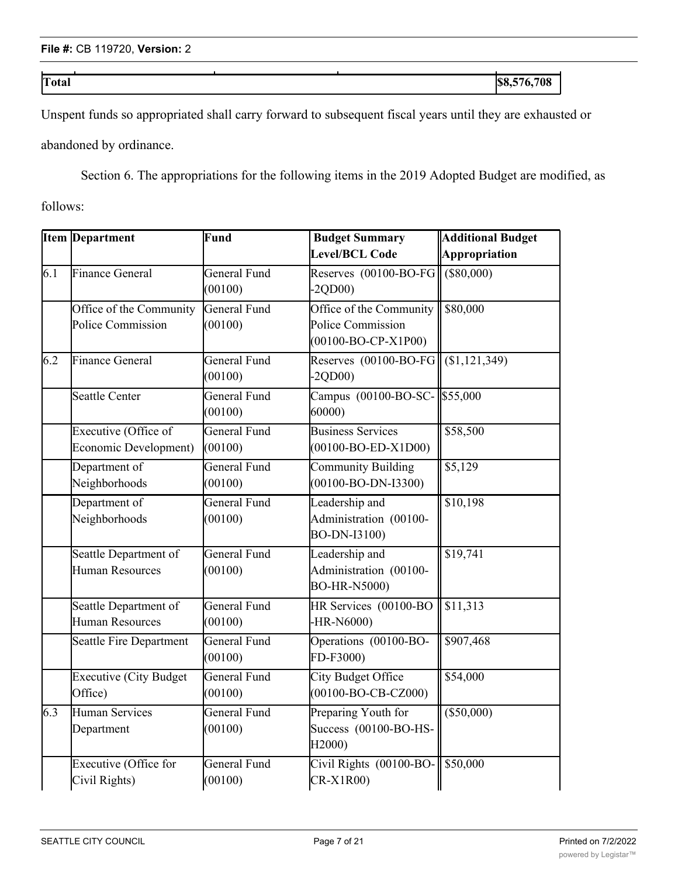| Total | | | | $8,576,708 |
|---|---|---|---|---|

Unspent funds so appropriated shall carry forward to subsequent fiscal years until they are exhausted or abandoned by ordinance.

Section 6. The appropriations for the following items in the 2019 Adopted Budget are modified, as follows:

| Item | Department | Fund | Budget Summary Level/BCL Code | Additional Budget Appropriation |
|---|---|---|---|---|
| 6.1 | Finance General | General Fund (00100) | Reserves (00100-BO-FG-2QD00) | ($80,000) |
| | Office of the Community Police Commission | General Fund (00100) | Office of the Community Police Commission (00100-BO-CP-X1P00) | $80,000 |
| 6.2 | Finance General | General Fund (00100) | Reserves (00100-BO-FG-2QD00) | ($1,121,349) |
| | Seattle Center | General Fund (00100) | Campus (00100-BO-SC-60000) | $55,000 |
| | Executive (Office of Economic Development) | General Fund (00100) | Business Services (00100-BO-ED-X1D00) | $58,500 |
| | Department of Neighborhoods | General Fund (00100) | Community Building (00100-BO-DN-I3300) | $5,129 |
| | Department of Neighborhoods | General Fund (00100) | Leadership and Administration (00100-BO-DN-I3100) | $10,198 |
| | Seattle Department of Human Resources | General Fund (00100) | Leadership and Administration (00100-BO-HR-N5000) | $19,741 |
| | Seattle Department of Human Resources | General Fund (00100) | HR Services (00100-BO-HR-N6000) | $11,313 |
| | Seattle Fire Department | General Fund (00100) | Operations (00100-BO-FD-F3000) | $907,468 |
| | Executive (City Budget Office) | General Fund (00100) | City Budget Office (00100-BO-CB-CZ000) | $54,000 |
| 6.3 | Human Services Department | General Fund (00100) | Preparing Youth for Success (00100-BO-HS-H2000) | ($50,000) |
| | Executive (Office for Civil Rights) | General Fund (00100) | Civil Rights (00100-BO-CR-X1R00) | $50,000 |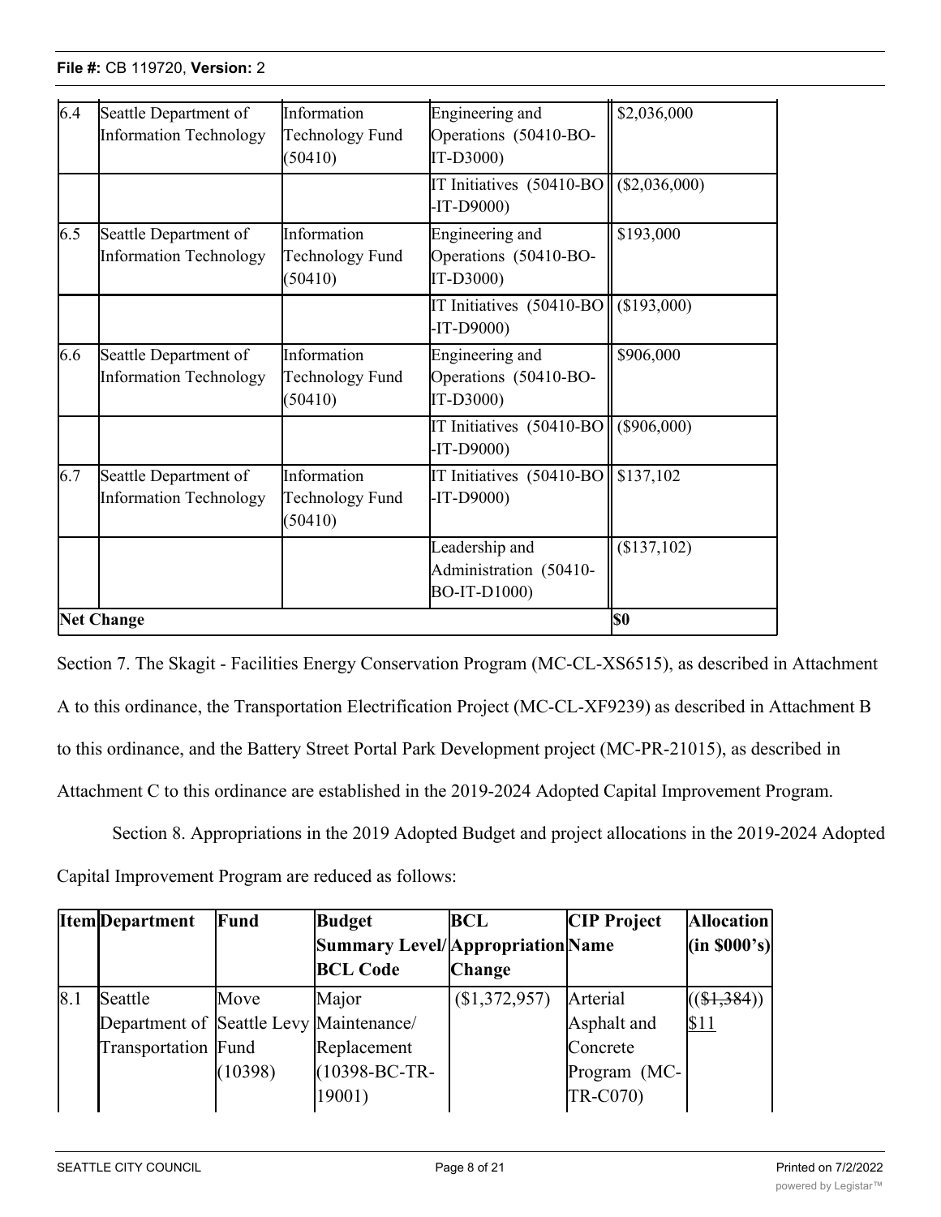| 6.4 | Seattle Department of Information Technology | Information Technology Fund (50410) | Engineering and Operations (50410-BO-IT-D3000) | $2,036,000 |
|---|---|---|---|---|
| | | | IT Initiatives (50410-BO-IT-D9000) | ($2,036,000) |
| 6.5 | Seattle Department of Information Technology | Information Technology Fund (50410) | Engineering and Operations (50410-BO-IT-D3000) | $193,000 |
| | | | IT Initiatives (50410-BO-IT-D9000) | ($193,000) |
| 6.6 | Seattle Department of Information Technology | Information Technology Fund (50410) | Engineering and Operations (50410-BO-IT-D3000) | $906,000 |
| | | | IT Initiatives (50410-BO-IT-D9000) | ($906,000) |
| 6.7 | Seattle Department of Information Technology | Information Technology Fund (50410) | IT Initiatives (50410-BO-IT-D9000) | $137,102 |
| | | | Leadership and Administration (50410-BO-IT-D1000) | ($137,102) |
| **Net Change** | | | | **$0** |

Section 7. The Skagit - Facilities Energy Conservation Program (MC-CL-XS6515), as described in Attachment A to this ordinance, the Transportation Electrification Project (MC-CL-XF9239) as described in Attachment B to this ordinance, and the Battery Street Portal Park Development project (MC-PR-21015), as described in Attachment C to this ordinance are established in the 2019-2024 Adopted Capital Improvement Program.

Section 8. Appropriations in the 2019 Adopted Budget and project allocations in the 2019-2024 Adopted Capital Improvement Program are reduced as follows:

| Item | Department | Fund | Budget Summary Level/ BCL Code | BCL Appropriation Change | CIP Project Name | Allocation (in $000's) |
|---|---|---|---|---|---|---|
| 8.1 | Seattle Department of Transportation | Move Seattle Levy Fund (10398) | Major Maintenance/ Replacement (10398-BC-TR-19001) | ($1,372,957) | Arterial Asphalt and Concrete Program (MC-TR-C070) | ((~~$1,384~~)) $11 |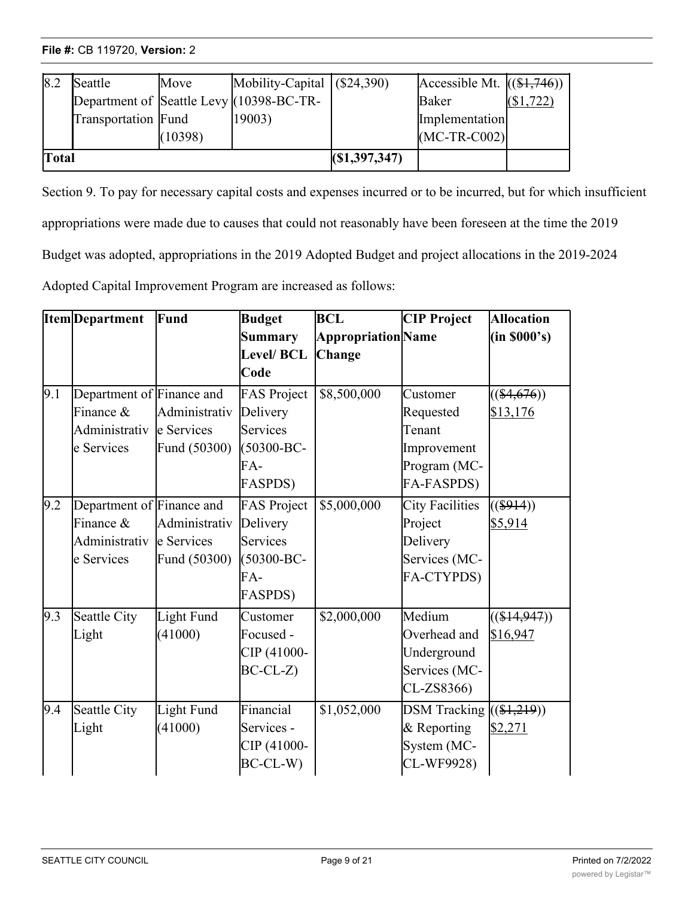| 8.2 | Seattle Department of Transportation | Move Seattle Levy Fund (10398) | Mobility-Capital (10398-BC-TR-19003) | ($24,390) | Accessible Mt. Baker Implementation (MC-TR-C002) | ((~~($1,746)~~)) <u>($1,722)</u> |
|---|---|---|---|---|---|---|
| **Total** | | | | **($1,397,347)** | | |

Section 9. To pay for necessary capital costs and expenses incurred or to be incurred, but for which insufficient appropriations were made due to causes that could not reasonably have been foreseen at the time the 2019 Budget was adopted, appropriations in the 2019 Adopted Budget and project allocations in the 2019-2024 Adopted Capital Improvement Program are increased as follows:

| Item | Department | Fund | Budget Summary Level/ BCL Code | BCL Appropriation Change | CIP Project Name | Allocation (in $000's) |
|---|---|---|---|---|---|---|
| 9.1 | Department of Finance & Administrative Services | Finance and Administrative Services Fund (50300) | FAS Project Delivery Services (50300-BC-FA-FASPDS) | $8,500,000 | Customer Requested Tenant Improvement Program (MC-FA-FASPDS) | ((~~($4,676)~~)) <u>$13,176</u> |
| 9.2 | Department of Finance & Administrative Services | Finance and Administrative Services Fund (50300) | FAS Project Delivery Services (50300-BC-FA-FASPDS) | $5,000,000 | City Facilities Project Delivery Services (MC-FA-CTYPDS) | ((~~($914)~~)) <u>$5,914</u> |
| 9.3 | Seattle City Light | Light Fund (41000) | Customer Focused - CIP (41000-BC-CL-Z) | $2,000,000 | Medium Overhead and Underground Services (MC-CL-ZS8366) | ((~~($14,947)~~)) <u>$16,947</u> |
| 9.4 | Seattle City Light | Light Fund (41000) | Financial Services - CIP (41000-BC-CL-W) | $1,052,000 | DSM Tracking & Reporting System (MC-CL-WF9928) | ((~~($1,219)~~)) <u>$2,271</u> |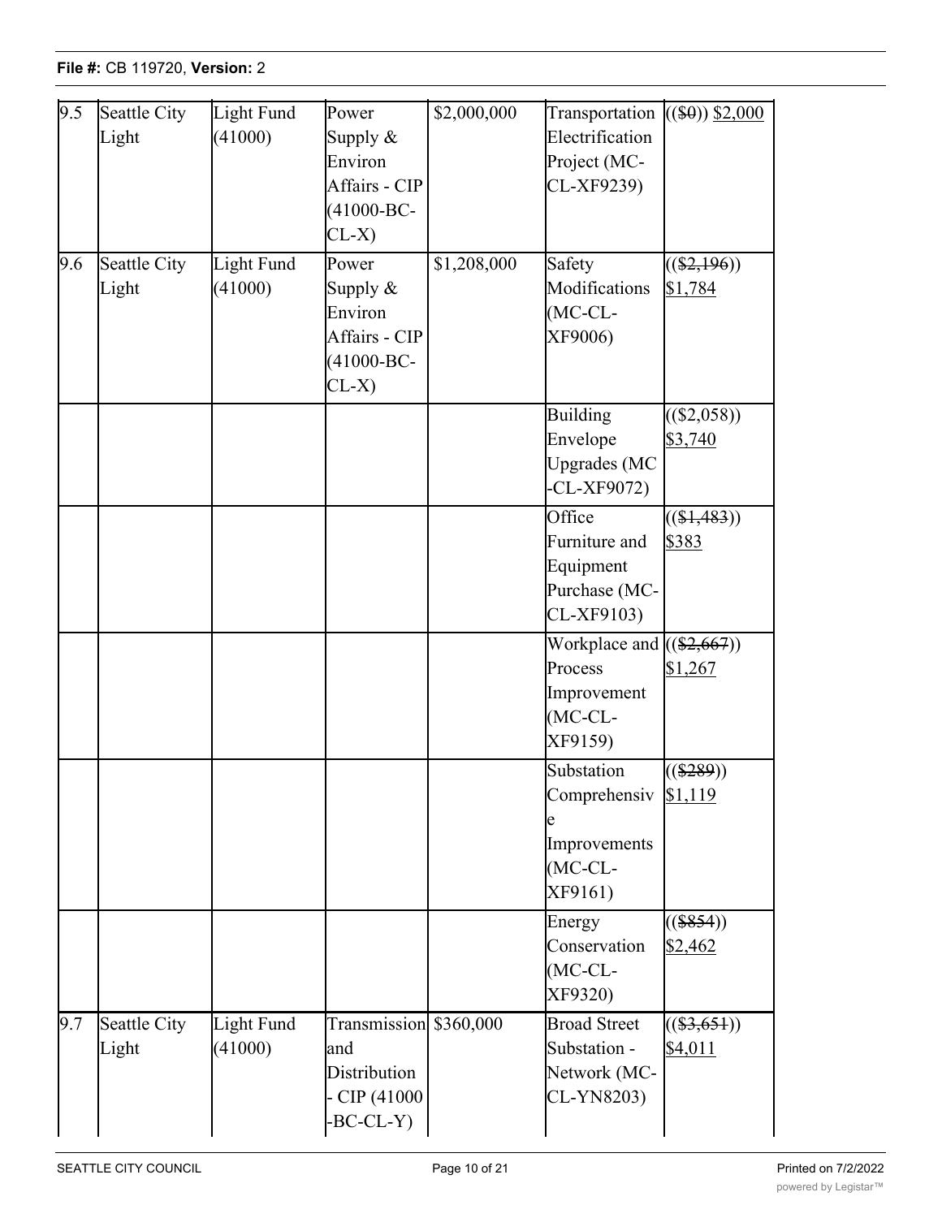| 9.5 | Seattle City Light | Light Fund (41000) | Power Supply & Environ Affairs - CIP (41000-BC-CL-X) | $2,000,000 | Transportation Electrification Project (MC-CL-XF9239) | (($0)) $2,000 |
|---|---|---|---|---|---|---|
| 9.6 | Seattle City Light | Light Fund (41000) | Power Supply & Environ Affairs - CIP (41000-BC-CL-X) | $1,208,000 | Safety Modifications (MC-CL-XF9006) | (($2,196)) $1,784 |
| | | | | | Building Envelope Upgrades (MC-CL-XF9072) | (($2,058)) $3,740 |
| | | | | | Office Furniture and Equipment Purchase (MC-CL-XF9103) | (($1,483)) $383 |
| | | | | | Workplace and Process Improvement (MC-CL-XF9159) | (($2,667)) $1,267 |
| | | | | | Substation Comprehensive Improvements (MC-CL-XF9161) | (($289)) $1,119 |
| | | | | | Energy Conservation (MC-CL-XF9320) | (($854)) $2,462 |
| 9.7 | Seattle City Light | Light Fund (41000) | Transmission and Distribution - CIP (41000-BC-CL-Y) | $360,000 | Broad Street Substation - Network (MC-CL-YN8203) | (($3,651)) $4,011 |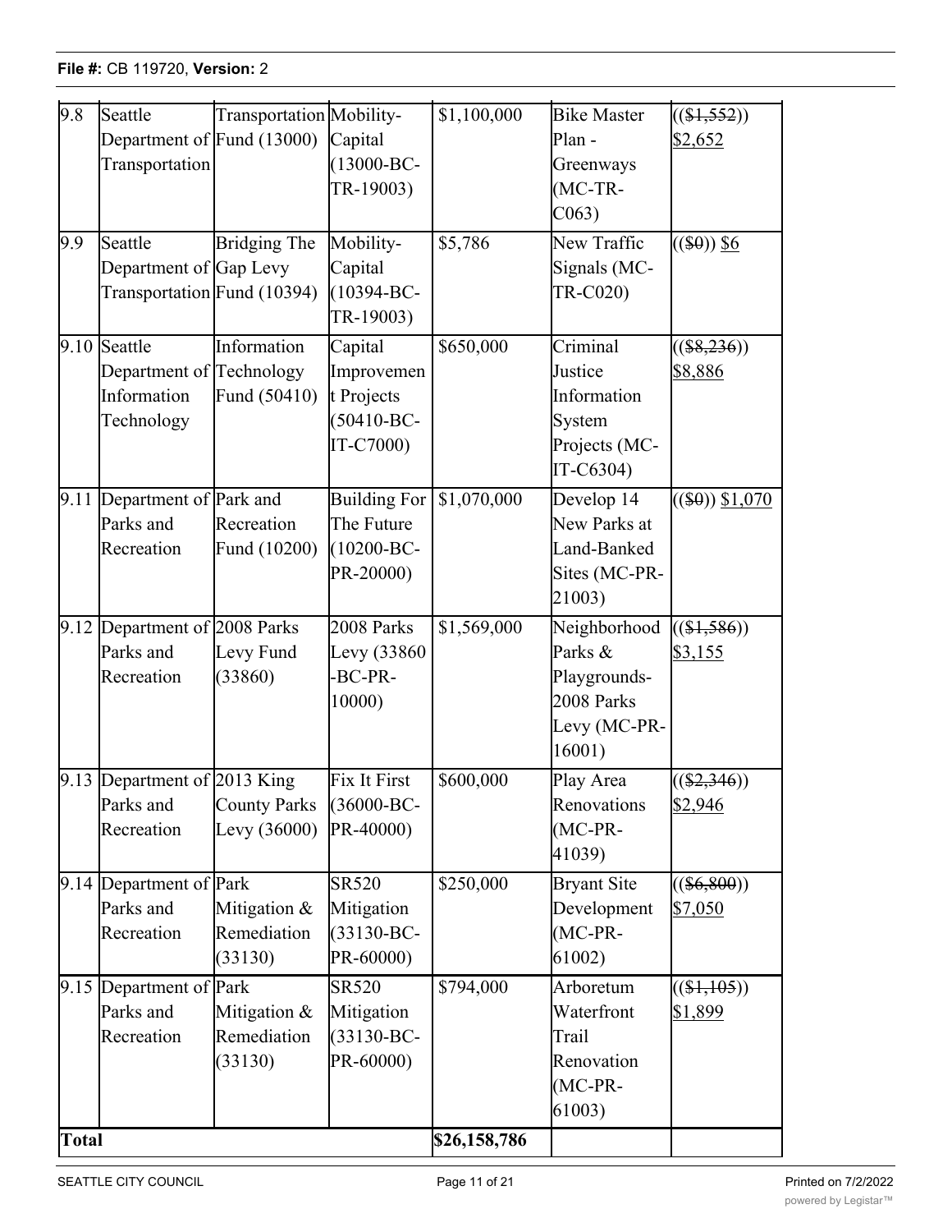| | | | | | | |
|---|---|---|---|---|---|---|
| 9.8 | Seattle Department of Transportation | Transportation Fund (13000) | Mobility-Capital (13000-BC-TR-19003) | $1,100,000 | Bike Master Plan - Greenways (MC-TR-C063) | ((~~$1,552~~)) <u>$2,652</u> |
| 9.9 | Seattle Department of Transportation | Bridging The Gap Levy Fund (10394) | Mobility-Capital (10394-BC-TR-19003) | $5,786 | New Traffic Signals (MC-TR-C020) | ((~~$0~~)) <u>$6</u> |
| 9.10 | Seattle Department of Information Technology | Information Technology Fund (50410) | Capital Improvement Projects (50410-BC-IT-C7000) | $650,000 | Criminal Justice Information System Projects (MC-IT-C6304) | ((~~$8,236~~)) <u>$8,886</u> |
| 9.11 | Department of Parks and Recreation | Park and Recreation Fund (10200) | Building For The Future (10200-BC-PR-20000) | $1,070,000 | Develop 14 New Parks at Land-Banked Sites (MC-PR-21003) | ((~~$0~~)) <u>$1,070</u> |
| 9.12 | Department of Parks and Recreation | 2008 Parks Levy Fund (33860) | 2008 Parks Levy (33860-BC-PR-10000) | $1,569,000 | Neighborhood Parks & Playgrounds-2008 Parks Levy (MC-PR-16001) | ((~~$1,586~~)) <u>$3,155</u> |
| 9.13 | Department of Parks and Recreation | 2013 King County Parks Levy (36000) | Fix It First (36000-BC-PR-40000) | $600,000 | Play Area Renovations (MC-PR-41039) | ((~~$2,346~~)) <u>$2,946</u> |
| 9.14 | Department of Parks and Recreation | Park Mitigation & Remediation (33130) | SR520 Mitigation (33130-BC-PR-60000) | $250,000 | Bryant Site Development (MC-PR-61002) | ((~~$6,800~~)) <u>$7,050</u> |
| 9.15 | Department of Parks and Recreation | Park Mitigation & Remediation (33130) | SR520 Mitigation (33130-BC-PR-60000) | $794,000 | Arboretum Waterfront Trail Renovation (MC-PR-61003) | ((~~$1,105~~)) <u>$1,899</u> |
| **Total** | | | | **$26,158,786** | | |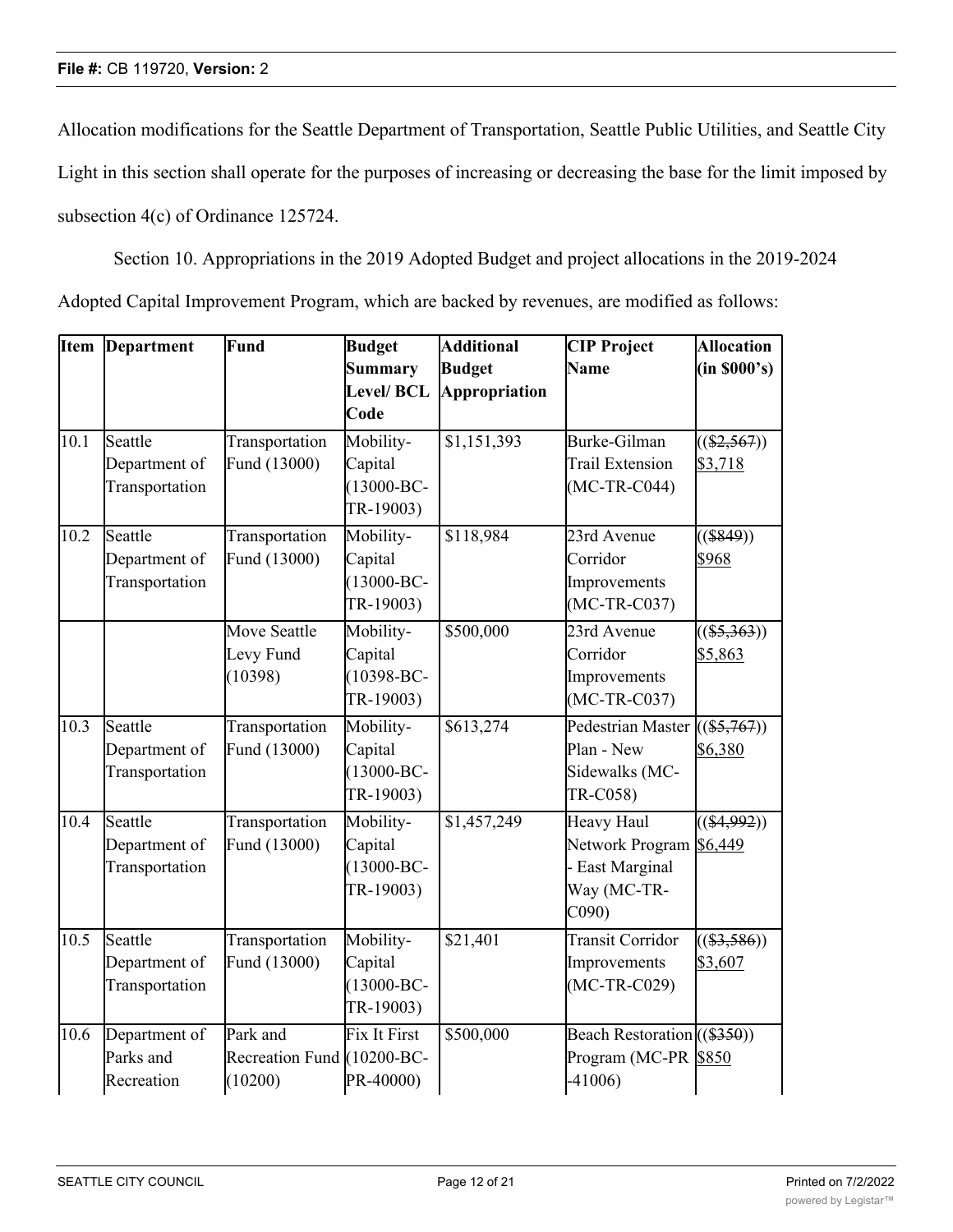Allocation modifications for the Seattle Department of Transportation, Seattle Public Utilities, and Seattle City Light in this section shall operate for the purposes of increasing or decreasing the base for the limit imposed by subsection 4(c) of Ordinance 125724.

Section 10. Appropriations in the 2019 Adopted Budget and project allocations in the 2019-2024 Adopted Capital Improvement Program, which are backed by revenues, are modified as follows:

| Item | Department | Fund | Budget Summary Level/ BCL Code | Additional Budget Appropriation | CIP Project Name | Allocation (in $000's) |
|---|---|---|---|---|---|---|
| 10.1 | Seattle Department of Transportation | Transportation Fund (13000) | Mobility-Capital (13000-BC-TR-19003) | $1,151,393 | Burke-Gilman Trail Extension (MC-TR-C044) | (($2,567)) $3,718 |
| 10.2 | Seattle Department of Transportation | Transportation Fund (13000) | Mobility-Capital (13000-BC-TR-19003) | $118,984 | 23rd Avenue Corridor Improvements (MC-TR-C037) | (($849)) $968 |
| | | Move Seattle Levy Fund (10398) | Mobility-Capital (10398-BC-TR-19003) | $500,000 | 23rd Avenue Corridor Improvements (MC-TR-C037) | (($5,363)) $5,863 |
| 10.3 | Seattle Department of Transportation | Transportation Fund (13000) | Mobility-Capital (13000-BC-TR-19003) | $613,274 | Pedestrian Master Plan - New Sidewalks (MC-TR-C058) | (($5,767)) $6,380 |
| 10.4 | Seattle Department of Transportation | Transportation Fund (13000) | Mobility-Capital (13000-BC-TR-19003) | $1,457,249 | Heavy Haul Network Program - East Marginal Way (MC-TR-C090) | (($4,992)) $6,449 |
| 10.5 | Seattle Department of Transportation | Transportation Fund (13000) | Mobility-Capital (13000-BC-TR-19003) | $21,401 | Transit Corridor Improvements (MC-TR-C029) | (($3,586)) $3,607 |
| 10.6 | Department of Parks and Recreation | Park and Recreation Fund (10200) | Fix It First (10200-BC-PR-40000) | $500,000 | Beach Restoration Program (MC-PR -41006) | (($350)) $850 |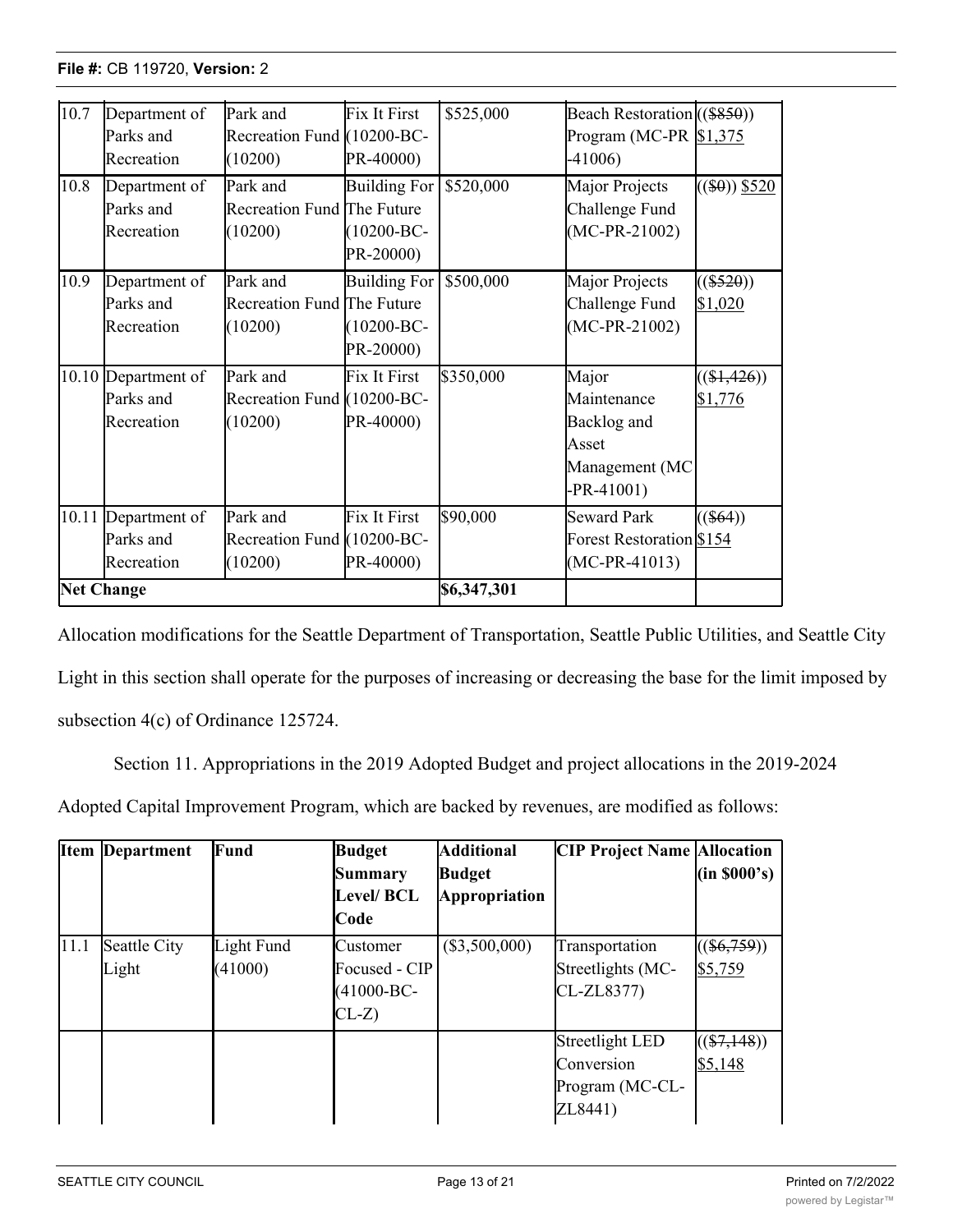| 10.7 | Department of Parks and Recreation | Park and Recreation Fund (10200) | Fix It First (10200-BC-PR-40000) | $525,000 | Beach Restoration Program (MC-PR -41006) | (($850)) $1,375 |
|---|---|---|---|---|---|---|
| 10.8 | Department of Parks and Recreation | Park and Recreation Fund (10200) | Building For The Future (10200-BC-PR-20000) | $520,000 | Major Projects Challenge Fund (MC-PR-21002) | (($0)) $520 |
| 10.9 | Department of Parks and Recreation | Park and Recreation Fund (10200) | Building For The Future (10200-BC-PR-20000) | $500,000 | Major Projects Challenge Fund (MC-PR-21002) | (($520)) $1,020 |
| 10.10 | Department of Parks and Recreation | Park and Recreation Fund (10200) | Fix It First (10200-BC-PR-40000) | $350,000 | Major Maintenance Backlog and Asset Management (MC -PR-41001) | (($1,426)) $1,776 |
| 10.11 | Department of Parks and Recreation | Park and Recreation Fund (10200) | Fix It First (10200-BC-PR-40000) | $90,000 | Seward Park Forest Restoration (MC-PR-41013) | (($64)) $154 |
| **Net Change** | | | | **$6,347,301** | | |

Allocation modifications for the Seattle Department of Transportation, Seattle Public Utilities, and Seattle City Light in this section shall operate for the purposes of increasing or decreasing the base for the limit imposed by subsection 4(c) of Ordinance 125724.

Section 11. Appropriations in the 2019 Adopted Budget and project allocations in the 2019-2024 Adopted Capital Improvement Program, which are backed by revenues, are modified as follows:

| Item | Department | Fund | Budget Summary Level/ BCL Code | Additional Budget Appropriation | CIP Project Name | Allocation (in $000's) |
|---|---|---|---|---|---|---|
| 11.1 | Seattle City Light | Light Fund (41000) | Customer Focused - CIP (41000-BC-CL-Z) | ($3,500,000) | Transportation Streetlights (MC-CL-ZL8377) | (($6,759)) $5,759 |
| | | | | | Streetlight LED Conversion Program (MC-CL-ZL8441) | (($7,148)) $5,148 |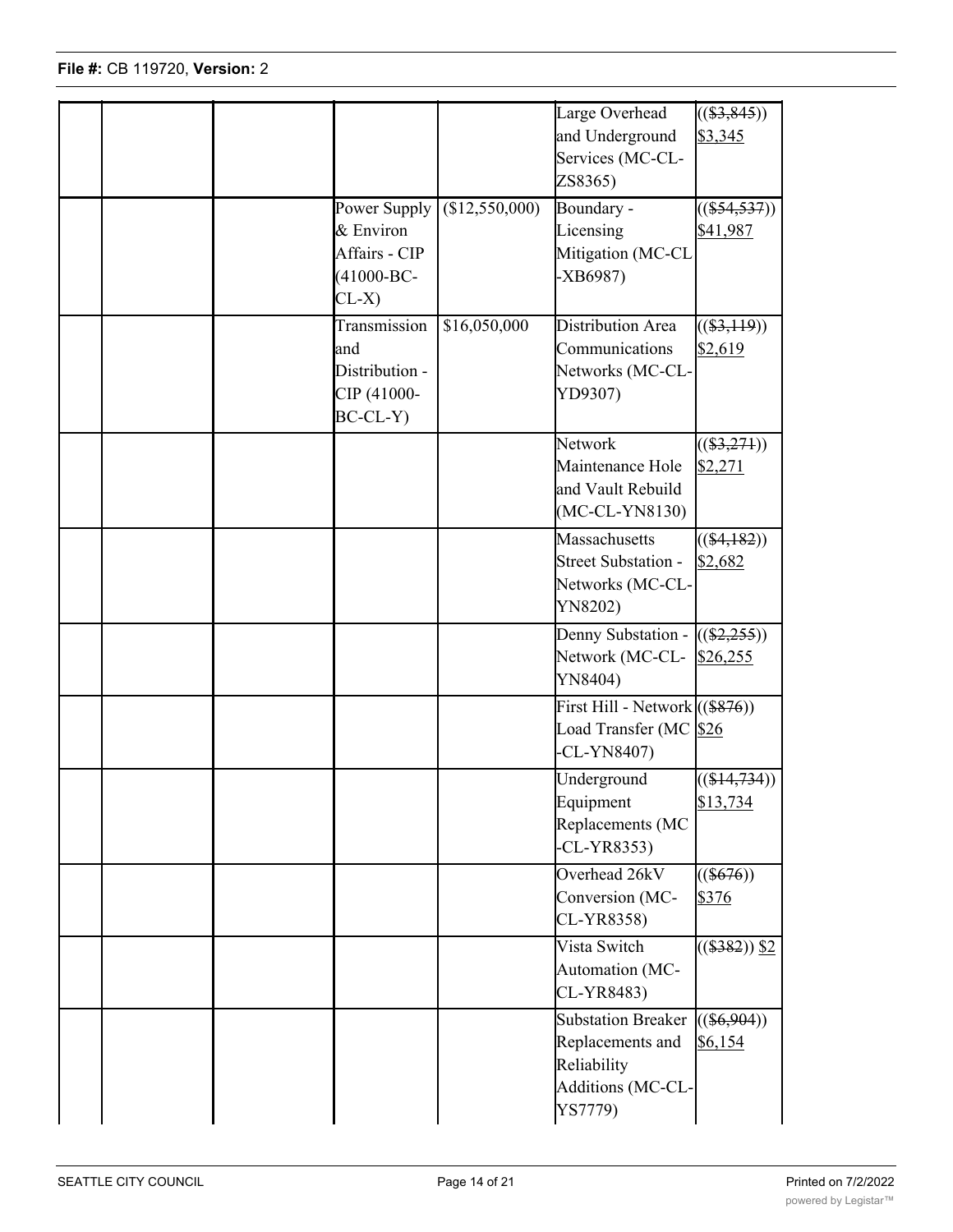| | | | | | | |
|---|---|---|---|---|---|---|
| | | | | | Large Overhead and Underground Services (MC-CL-ZS8365) | ((~~$3,845~~)) $3,345 |
| | | | Power Supply & Environ Affairs - CIP (41000-BC-CL-X) | ($12,550,000) | Boundary - Licensing Mitigation (MC-CL-XB6987) | ((~~$54,537~~)) $41,987 |
| | | | Transmission and Distribution - CIP (41000-BC-CL-Y) | $16,050,000 | Distribution Area Communications Networks (MC-CL-YD9307) | ((~~$3,119~~)) $2,619 |
| | | | | | Network Maintenance Hole and Vault Rebuild (MC-CL-YN8130) | ((~~$3,271~~)) $2,271 |
| | | | | | Massachusetts Street Substation - Networks (MC-CL-YN8202) | ((~~$4,182~~)) $2,682 |
| | | | | | Denny Substation - Network (MC-CL-YN8404) | ((~~$2,255~~)) $26,255 |
| | | | | | First Hill - Network Load Transfer (MC-CL-YN8407) | ((~~$876~~)) $26 |
| | | | | | Underground Equipment Replacements (MC-CL-YR8353) | ((~~$14,734~~)) $13,734 |
| | | | | | Overhead 26kV Conversion (MC-CL-YR8358) | ((~~$676~~)) $376 |
| | | | | | Vista Switch Automation (MC-CL-YR8483) | ((~~$382~~)) $2 |
| | | | | | Substation Breaker Replacements and Reliability Additions (MC-CL-YS7779) | ((~~$6,904~~)) $6,154 |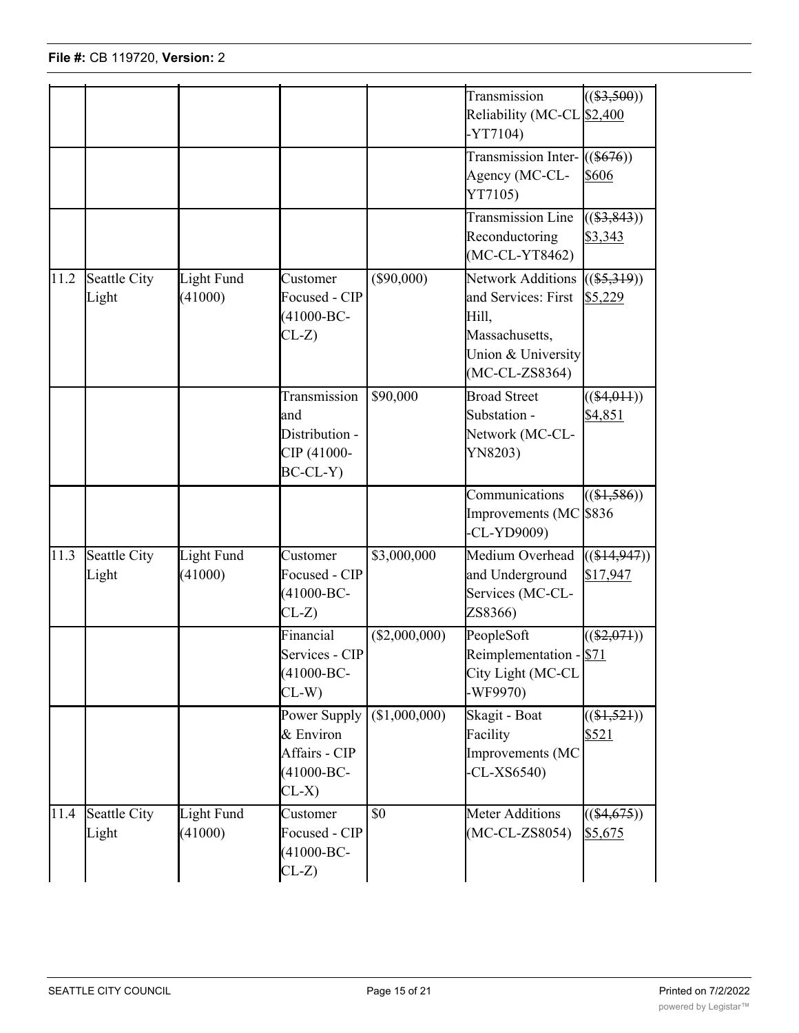| | | | | | Transmission Reliability (MC-CL-YT7104) | (($3,500)) $2,400 |
|---|---|---|---|---|---|---|
| | | | | | Transmission Inter-Agency (MC-CL-YT7105) | (($676)) $606 |
| | | | | | Transmission Line Reconductoring (MC-CL-YT8462) | (($3,843)) $3,343 |
| 11.2 | Seattle City Light | Light Fund (41000) | Customer Focused - CIP (41000-BC-CL-Z) | ($90,000) | Network Additions and Services: First Hill, Massachusetts, Union & University (MC-CL-ZS8364) | (($5,319)) $5,229 |
| | | | Transmission and Distribution - CIP (41000-BC-CL-Y) | $90,000 | Broad Street Substation - Network (MC-CL-YN8203) | (($4,011)) $4,851 |
| | | | | | Communications Improvements (MC-CL-YD9009) | (($1,586)) $836 |
| 11.3 | Seattle City Light | Light Fund (41000) | Customer Focused - CIP (41000-BC-CL-Z) | $3,000,000 | Medium Overhead and Underground Services (MC-CL-ZS8366) | (($14,947)) $17,947 |
| | | | Financial Services - CIP (41000-BC-CL-W) | ($2,000,000) | PeopleSoft Reimplementation - City Light (MC-CL-WF9970) | (($2,071)) $71 |
| | | | Power Supply & Environ Affairs - CIP (41000-BC-CL-X) | ($1,000,000) | Skagit - Boat Facility Improvements (MC-CL-XS6540) | (($1,521)) $521 |
| 11.4 | Seattle City Light | Light Fund (41000) | Customer Focused - CIP (41000-BC-CL-Z) | $0 | Meter Additions (MC-CL-ZS8054) | (($4,675)) $5,675 |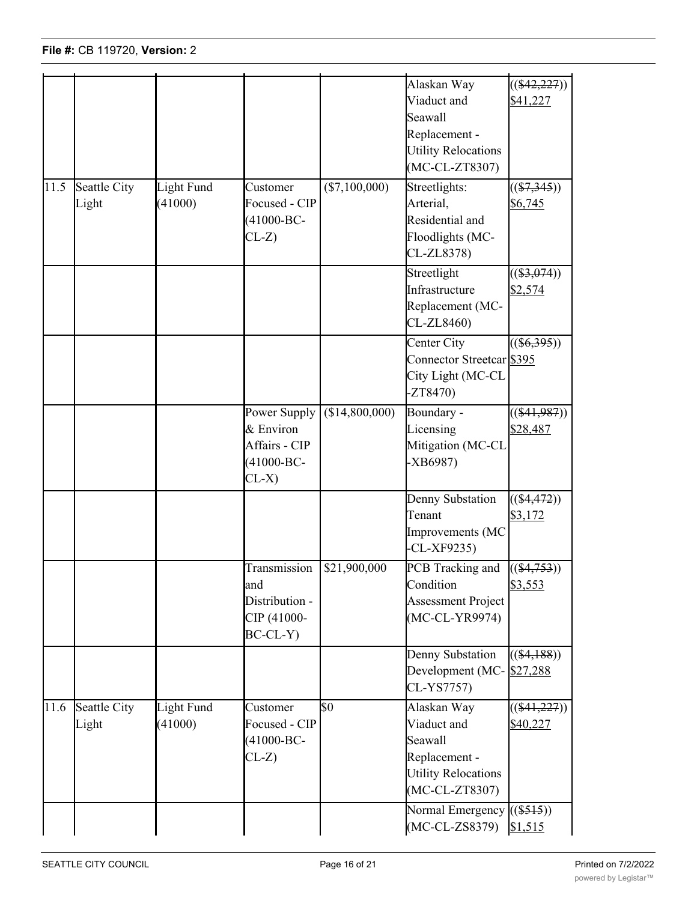|  |  |  |  |  | Alaskan Way Viaduct and Seawall Replacement - Utility Relocations (MC-CL-ZT8307) | (($42,227)) $41,227 |
|---|---|---|---|---|---|---|
| 11.5 | Seattle City Light | Light Fund (41000) | Customer Focused - CIP (41000-BC-CL-Z) | ($7,100,000) | Streetlights: Arterial, Residential and Floodlights (MC-CL-ZL8378) | (($7,345)) $6,745 |
|  |  |  |  |  | Streetlight Infrastructure Replacement (MC-CL-ZL8460) | (($3,074)) $2,574 |
|  |  |  |  |  | Center City Connector Streetcar City Light (MC-CL-ZT8470) | (($6,395)) $395 |
|  |  |  | Power Supply & Environ Affairs - CIP (41000-BC-CL-X) | ($14,800,000) | Boundary - Licensing Mitigation (MC-CL-XB6987) | (($41,987)) $28,487 |
|  |  |  |  |  | Denny Substation Tenant Improvements (MC-CL-XF9235) | (($4,472)) $3,172 |
|  |  |  | Transmission and Distribution - CIP (41000-BC-CL-Y) | $21,900,000 | PCB Tracking and Condition Assessment Project (MC-CL-YR9974) | (($4,753)) $3,553 |
|  |  |  |  |  | Denny Substation Development (MC-CL-YS7757) | (($4,188)) $27,288 |
| 11.6 | Seattle City Light | Light Fund (41000) | Customer Focused - CIP (41000-BC-CL-Z) | $0 | Alaskan Way Viaduct and Seawall Replacement - Utility Relocations (MC-CL-ZT8307) | (($41,227)) $40,227 |
|  |  |  |  |  | Normal Emergency (MC-CL-ZS8379) | (($515)) $1,515 |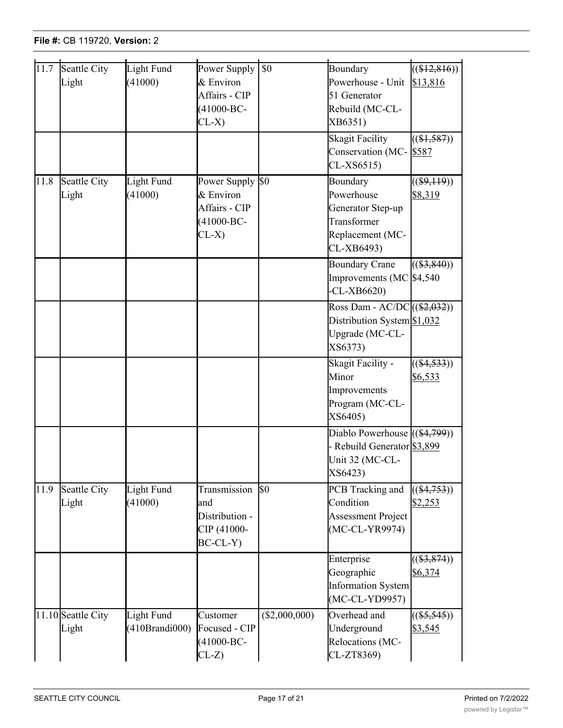| 11.7 | Seattle City Light | Light Fund (41000) | Power Supply & Environ Affairs - CIP (41000-BC-CL-X) | $0 | Boundary Powerhouse - Unit 51 Generator Rebuild (MC-CL-XB6351) | (($12,816)) $13,816 |
|---|---|---|---|---|---|---|
| | | | | | Skagit Facility Conservation (MC-CL-XS6515) | (($1,587)) $587 |
| 11.8 | Seattle City Light | Light Fund (41000) | Power Supply & Environ Affairs - CIP (41000-BC-CL-X) | $0 | Boundary Powerhouse Generator Step-up Transformer Replacement (MC-CL-XB6493) | (($9,119)) $8,319 |
| | | | | | Boundary Crane Improvements (MC-CL-XB6620) | (($3,840)) $4,540 |
| | | | | | Ross Dam - AC/DC Distribution System Upgrade (MC-CL-XS6373) | (($2,032)) $1,032 |
| | | | | | Skagit Facility - Minor Improvements Program (MC-CL-XS6405) | (($4,533)) $6,533 |
| | | | | | Diablo Powerhouse - Rebuild Generator Unit 32 (MC-CL-XS6423) | (($4,799)) $3,899 |
| 11.9 | Seattle City Light | Light Fund (41000) | Transmission and Distribution - CIP (41000-BC-CL-Y) | $0 | PCB Tracking and Condition Assessment Project (MC-CL-YR9974) | (($4,753)) $2,253 |
| | | | | | Enterprise Geographic Information System (MC-CL-YD9957) | (($3,874)) $6,374 |
| 11.10 | Seattle City Light | Light Fund (410Brandi000) | Customer Focused - CIP (41000-BC-CL-Z) | ($2,000,000) | Overhead and Underground Relocations (MC-CL-ZT8369) | (($5,545)) $3,545 |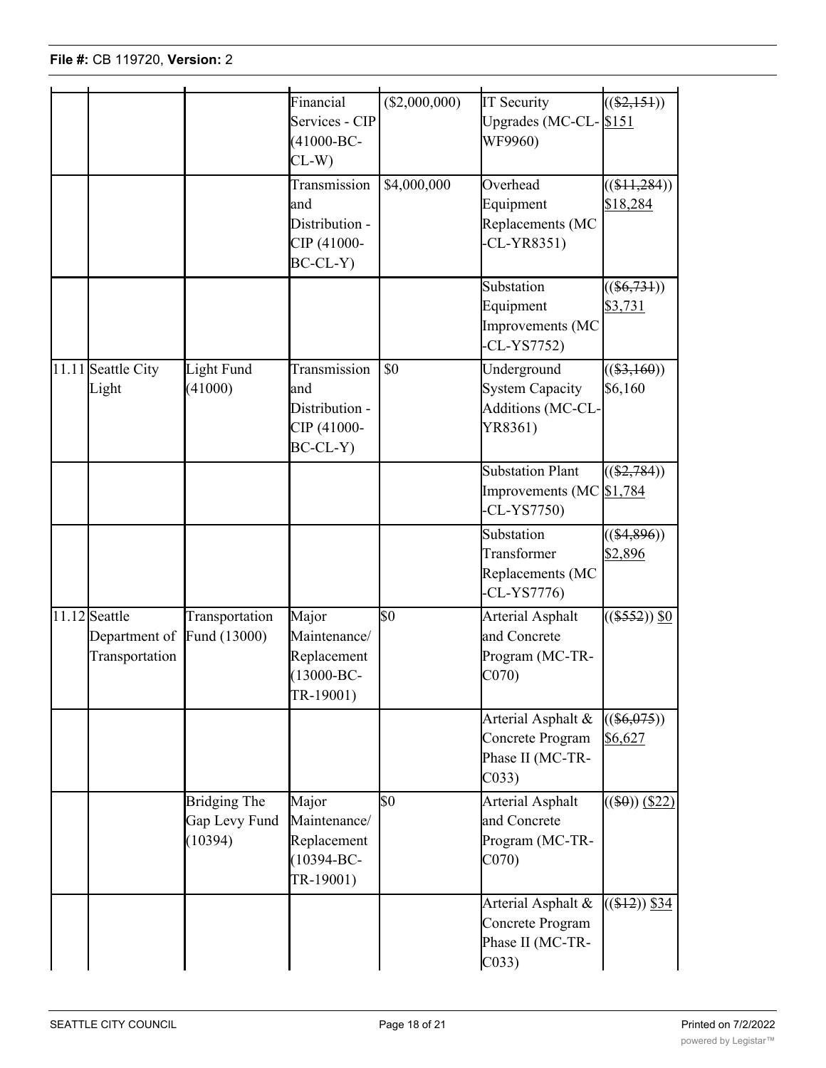| | | | | | | |
|---|---|---|---|---|---|---|
| | | | Financial Services - CIP (41000-BC-CL-W) | ($2,000,000) | IT Security Upgrades (MC-CL-WF9960) | ((~~$2,151~~)) $151 |
| | | | Transmission and Distribution - CIP (41000-BC-CL-Y) | $4,000,000 | Overhead Equipment Replacements (MC-CL-YR8351) | ((~~$11,284~~)) $18,284 |
| | | | | | Substation Equipment Improvements (MC-CL-YS7752) | ((~~$6,731~~)) $3,731 |
| 11.11 | Seattle City Light | Light Fund (41000) | Transmission and Distribution - CIP (41000-BC-CL-Y) | $0 | Underground System Capacity Additions (MC-CL-YR8361) | ((~~$3,160~~)) $6,160 |
| | | | | | Substation Plant Improvements (MC-CL-YS7750) | ((~~$2,784~~)) $1,784 |
| | | | | | Substation Transformer Replacements (MC-CL-YS7776) | ((~~$4,896~~)) $2,896 |
| 11.12 | Seattle Department of Transportation | Transportation Fund (13000) | Major Maintenance/ Replacement (13000-BC-TR-19001) | $0 | Arterial Asphalt and Concrete Program (MC-TR-C070) | ((~~$552~~)) $0 |
| | | | | | Arterial Asphalt & Concrete Program Phase II (MC-TR-C033) | ((~~$6,075~~)) $6,627 |
| | | Bridging The Gap Levy Fund (10394) | Major Maintenance/ Replacement (10394-BC-TR-19001) | $0 | Arterial Asphalt and Concrete Program (MC-TR-C070) | ((~~$0~~)) ($22) |
| | | | | | Arterial Asphalt & Concrete Program Phase II (MC-TR-C033) | ((~~$12~~)) $34 |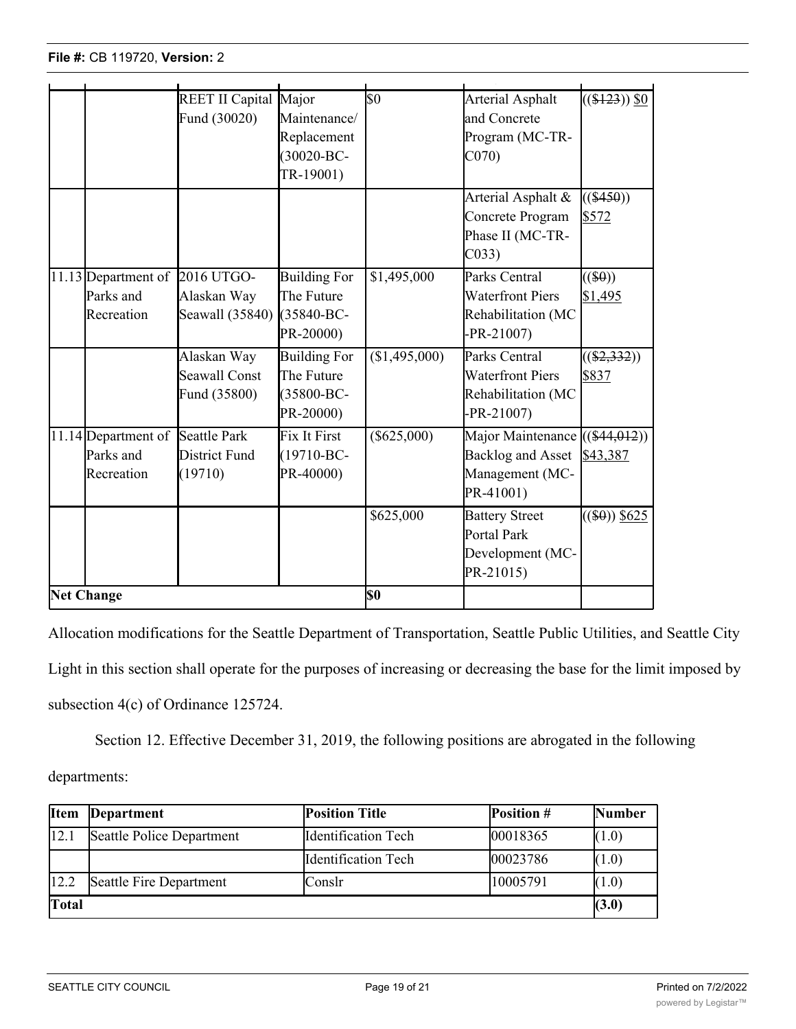| | | | | | | |
|---|---|---|---|---|---|---|
| | | REET II Capital Fund (30020) | Major Maintenance/ Replacement (30020-BC-TR-19001) | $0 | Arterial Asphalt and Concrete Program (MC-TR-C070) | ((~~$123~~)) $0 |
| | | | | | Arterial Asphalt & Concrete Program Phase II (MC-TR-C033) | ((~~$450~~)) $572 |
| 11.13 | Department of Parks and Recreation | 2016 UTGO-Alaskan Way Seawall (35840) | Building For The Future (35840-BC-PR-20000) | $1,495,000 | Parks Central Waterfront Piers Rehabilitation (MC-PR-21007) | ((~~$0~~)) $1,495 |
| | | Alaskan Way Seawall Const Fund (35800) | Building For The Future (35800-BC-PR-20000) | ($1,495,000) | Parks Central Waterfront Piers Rehabilitation (MC-PR-21007) | ((~~$2,332~~)) $837 |
| 11.14 | Department of Parks and Recreation | Seattle Park District Fund (19710) | Fix It First (19710-BC-PR-40000) | ($625,000) | Major Maintenance Backlog and Asset Management (MC-PR-41001) | ((~~$44,012~~)) $43,387 |
| | | | | $625,000 | Battery Street Portal Park Development (MC-PR-21015) | ((~~$0~~)) $625 |
| **Net Change** | | | | **$0** | | |

Allocation modifications for the Seattle Department of Transportation, Seattle Public Utilities, and Seattle City Light in this section shall operate for the purposes of increasing or decreasing the base for the limit imposed by subsection 4(c) of Ordinance 125724.

Section 12. Effective December 31, 2019, the following positions are abrogated in the following departments:

| Item | Department | Position Title | Position # | Number |
|---|---|---|---|---|
| 12.1 | Seattle Police Department | Identification Tech | 00018365 | (1.0) |
| | | Identification Tech | 00023786 | (1.0) |
| 12.2 | Seattle Fire Department | Conslr | 10005791 | (1.0) |
| **Total** | | | | **(3.0)** |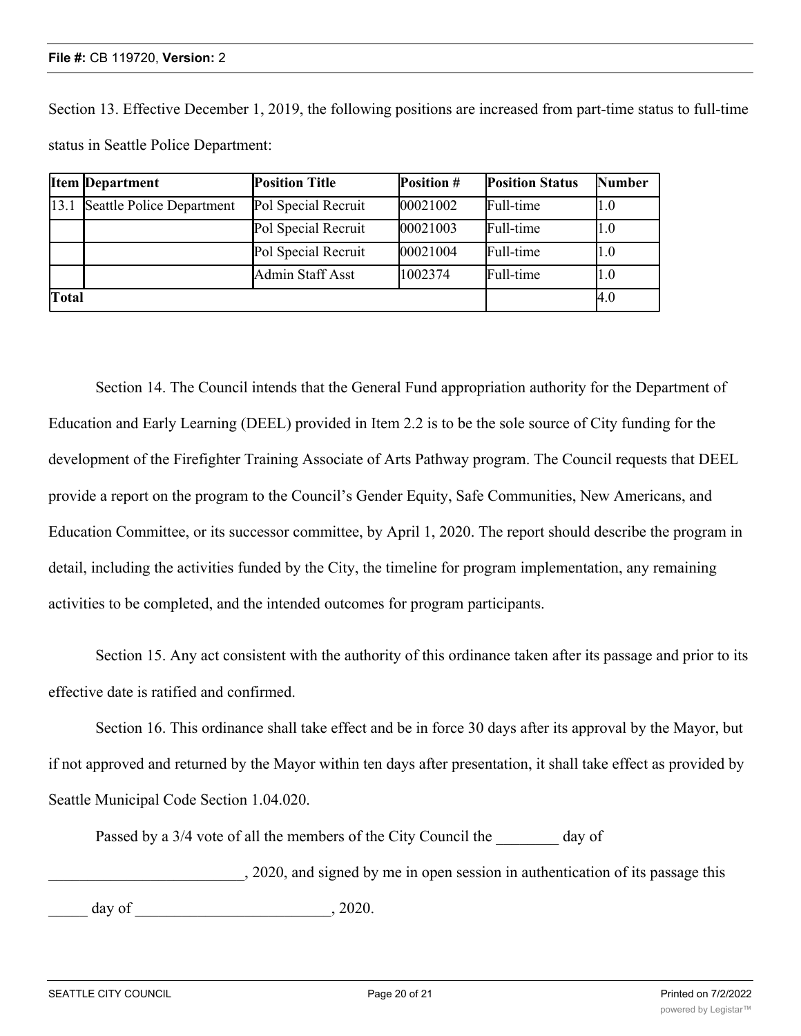Section 13. Effective December 1, 2019, the following positions are increased from part-time status to full-time status in Seattle Police Department:

| Item | Department | Position Title | Position # | Position Status | Number |
| --- | --- | --- | --- | --- | --- |
| 13.1 | Seattle Police Department | Pol Special Recruit | 00021002 | Full-time | 1.0 |
| | | Pol Special Recruit | 00021003 | Full-time | 1.0 |
| | | Pol Special Recruit | 00021004 | Full-time | 1.0 |
| | | Admin Staff Asst | 1002374 | Full-time | 1.0 |
| **Total** | | | | | 4.0 |

Section 14. The Council intends that the General Fund appropriation authority for the Department of Education and Early Learning (DEEL) provided in Item 2.2 is to be the sole source of City funding for the development of the Firefighter Training Associate of Arts Pathway program. The Council requests that DEEL provide a report on the program to the Council's Gender Equity, Safe Communities, New Americans, and Education Committee, or its successor committee, by April 1, 2020. The report should describe the program in detail, including the activities funded by the City, the timeline for program implementation, any remaining activities to be completed, and the intended outcomes for program participants.

Section 15. Any act consistent with the authority of this ordinance taken after its passage and prior to its effective date is ratified and confirmed.

Section 16. This ordinance shall take effect and be in force 30 days after its approval by the Mayor, but if not approved and returned by the Mayor within ten days after presentation, it shall take effect as provided by Seattle Municipal Code Section 1.04.020.

Passed by a 3/4 vote of all the members of the City Council the ________ day of _________________________, 2020, and signed by me in open session in authentication of its passage this _____ day of _________________________, 2020.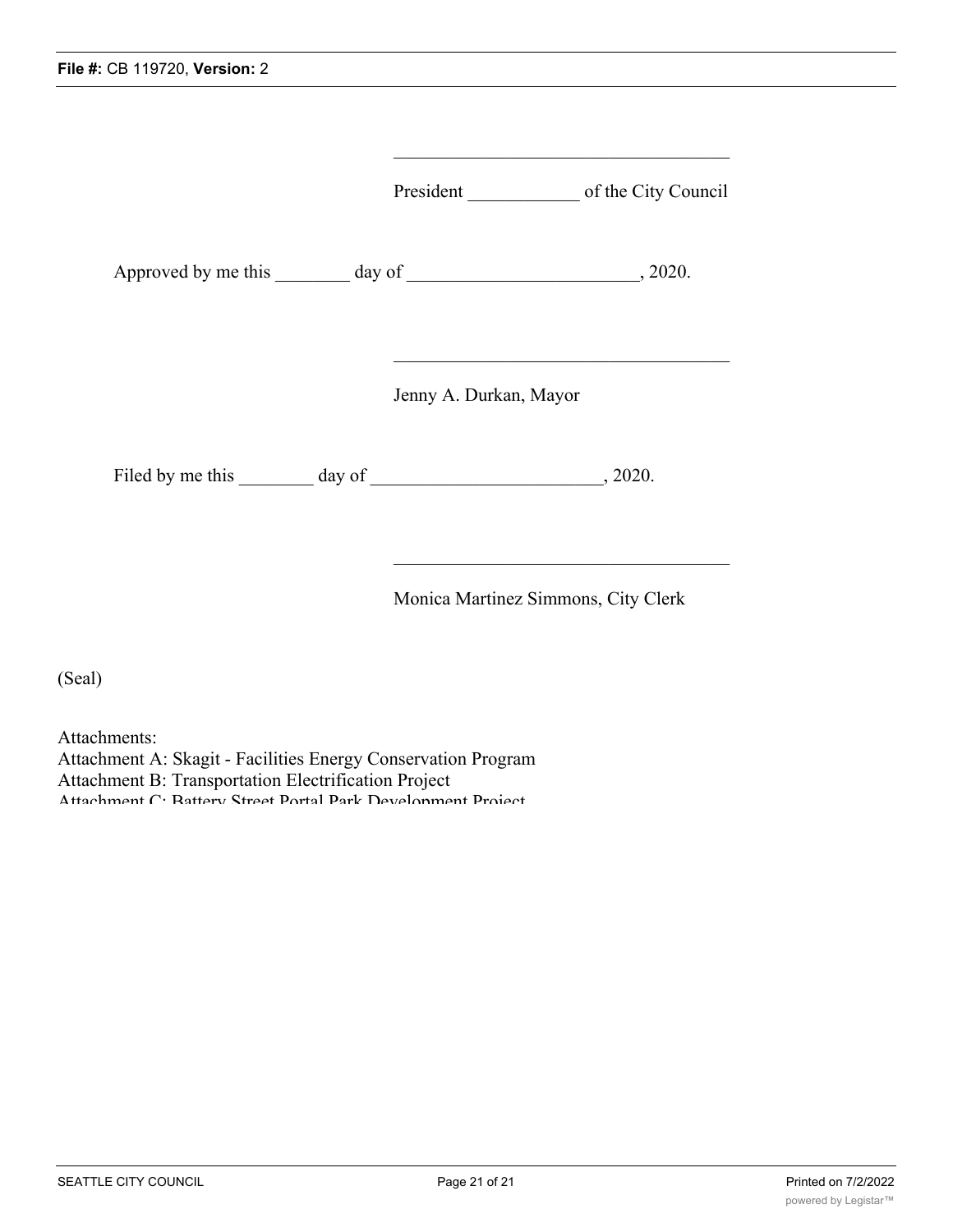\_\_\_\_\_\_\_\_\_\_\_\_\_\_\_\_\_\_\_\_\_\_\_\_\_\_\_\_\_\_\_\_\_\_\_\_

President \_\_\_\_\_\_\_\_\_\_\_\_ of the City Council

Approved by me this \_\_\_\_\_\_\_\_ day of \_\_\_\_\_\_\_\_\_\_\_\_\_\_\_\_\_\_\_\_\_\_\_\_\_, 2020.

\_\_\_\_\_\_\_\_\_\_\_\_\_\_\_\_\_\_\_\_\_\_\_\_\_\_\_\_\_\_\_\_\_\_\_\_

Jenny A. Durkan, Mayor

Filed by me this \_\_\_\_\_\_\_\_ day of \_\_\_\_\_\_\_\_\_\_\_\_\_\_\_\_\_\_\_\_\_\_\_\_\_, 2020.

\_\_\_\_\_\_\_\_\_\_\_\_\_\_\_\_\_\_\_\_\_\_\_\_\_\_\_\_\_\_\_\_\_\_\_\_

Monica Martinez Simmons, City Clerk

(Seal)

Attachments:
Attachment A: Skagit - Facilities Energy Conservation Program
Attachment B: Transportation Electrification Project
Attachment C: Battery Street Portal Park Development Project